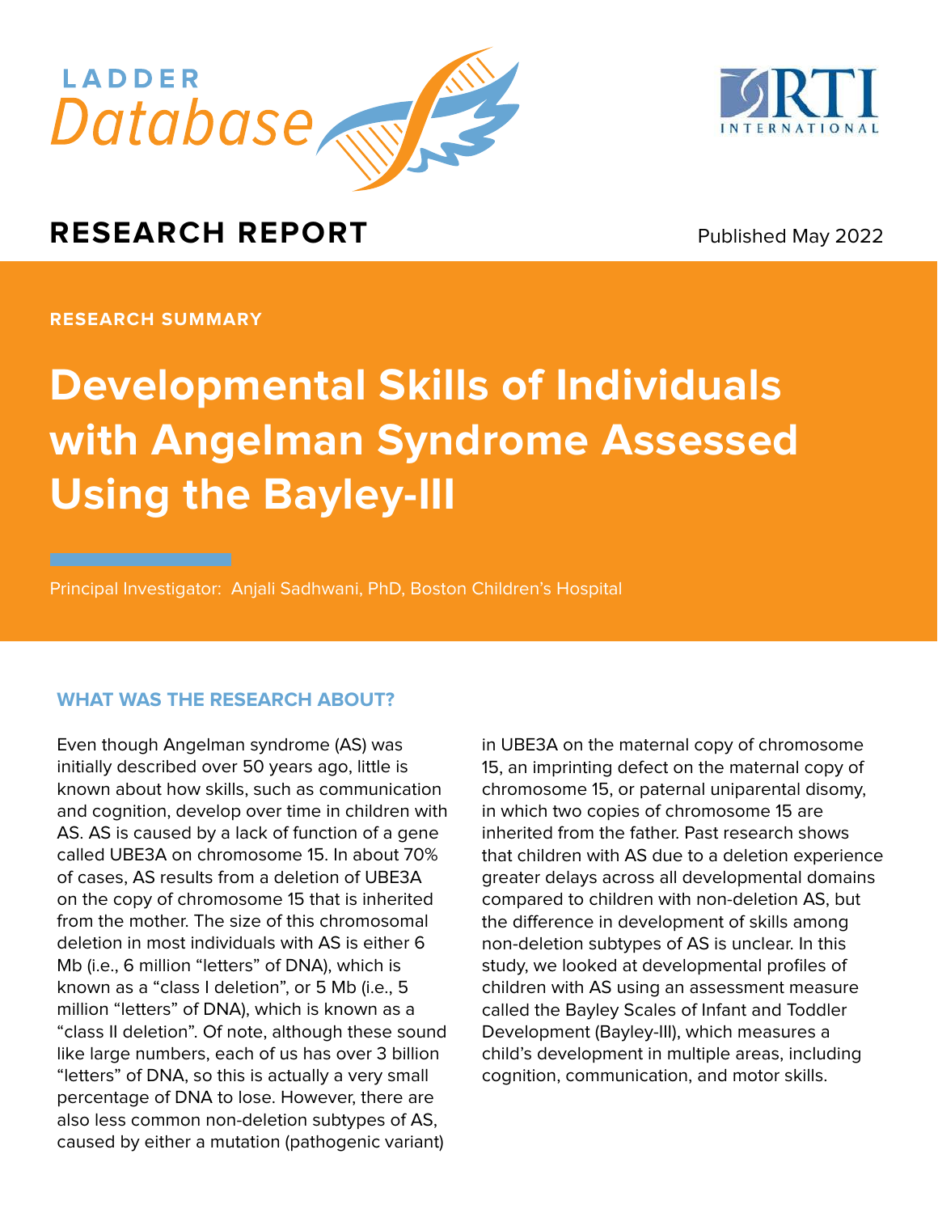LADDER Database

RTI INTERNATIONAL

**RESEARCH REPORT**

Published May 2022

**RESEARCH SUMMARY**

# Developmental Skills of Individuals with Angelman Syndrome Assessed Using the Bayley-III

Principal Investigator: Anjali Sadhwani, PhD, Boston Children's Hospital

## WHAT WAS THE RESEARCH ABOUT?

Even though Angelman syndrome (AS) was initially described over 50 years ago, little is known about how skills, such as communication and cognition, develop over time in children with AS. AS is caused by a lack of function of a gene called UBE3A on chromosome 15. In about 70% of cases, AS results from a deletion of UBE3A on the copy of chromosome 15 that is inherited from the mother. The size of this chromosomal deletion in most individuals with AS is either 6 Mb (i.e., 6 million "letters" of DNA), which is known as a "class I deletion", or 5 Mb (i.e., 5 million "letters" of DNA), which is known as a "class II deletion". Of note, although these sound like large numbers, each of us has over 3 billion "letters" of DNA, so this is actually a very small percentage of DNA to lose. However, there are also less common non-deletion subtypes of AS, caused by either a mutation (pathogenic variant) in UBE3A on the maternal copy of chromosome 15, an imprinting defect on the maternal copy of chromosome 15, or paternal uniparental disomy, in which two copies of chromosome 15 are inherited from the father. Past research shows that children with AS due to a deletion experience greater delays across all developmental domains compared to children with non-deletion AS, but the difference in development of skills among non-deletion subtypes of AS is unclear. In this study, we looked at developmental profiles of children with AS using an assessment measure called the Bayley Scales of Infant and Toddler Development (Bayley-III), which measures a child's development in multiple areas, including cognition, communication, and motor skills.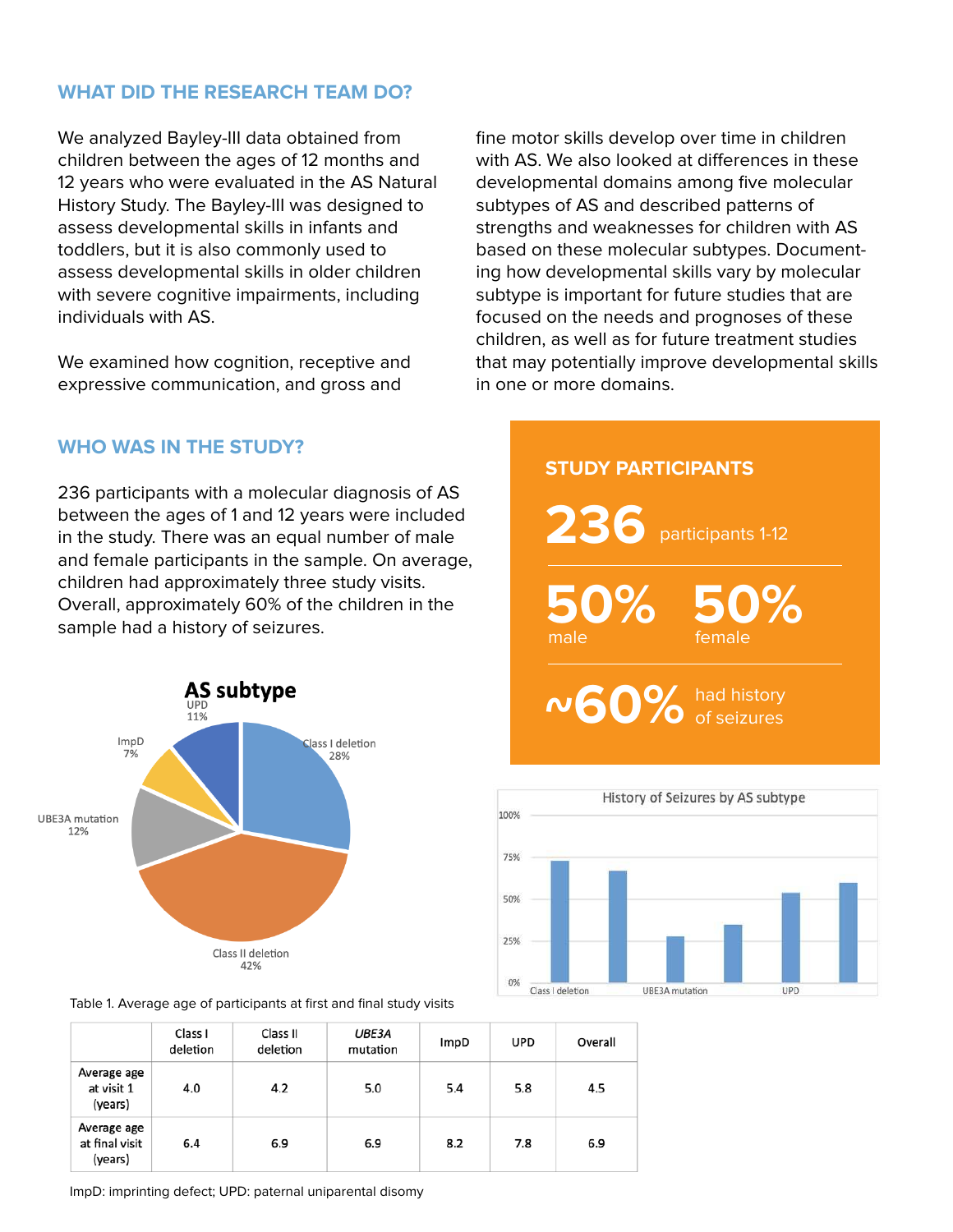## WHAT DID THE RESEARCH TEAM DO?

We analyzed Bayley-III data obtained from children between the ages of 12 months and 12 years who were evaluated in the AS Natural History Study. The Bayley-III was designed to assess developmental skills in infants and toddlers, but it is also commonly used to assess developmental skills in older children with severe cognitive impairments, including individuals with AS.

We examined how cognition, receptive and expressive communication, and gross and fine motor skills develop over time in children with AS. We also looked at differences in these developmental domains among five molecular subtypes of AS and described patterns of strengths and weaknesses for children with AS based on these molecular subtypes. Documenting how developmental skills vary by molecular subtype is important for future studies that are focused on the needs and prognoses of these children, as well as for future treatment studies that may potentially improve developmental skills in one or more domains.

## WHO WAS IN THE STUDY?

236 participants with a molecular diagnosis of AS between the ages of 1 and 12 years were included in the study. There was an equal number of male and female participants in the sample. On average, children had approximately three study visits. Overall, approximately 60% of the children in the sample had a history of seizures.

### STUDY PARTICIPANTS

**236** participants 1-12

**50%** male **50%** female

**~60%** had history of seizures

**AS subtype**

- Class I deletion 28%
- Class II deletion 42%
- UBE3A mutation 12%
- ImpD 7%
- UPD 11%

**History of Seizures by AS subtype**

Class I deletion, UBE3A mutation, UPD (y-axis: 0%, 25%, 50%, 75%, 100%)

Table 1. Average age of participants at first and final study visits

| | Class I deletion | Class II deletion | *UBE3A* mutation | ImpD | UPD | Overall |
|---|---|---|---|---|---|---|
| Average age at visit 1 (years) | 4.0 | 4.2 | 5.0 | 5.4 | 5.8 | 4.5 |
| Average age at final visit (years) | 6.4 | 6.9 | 6.9 | 8.2 | 7.8 | 6.9 |

ImpD: imprinting defect; UPD: paternal uniparental disomy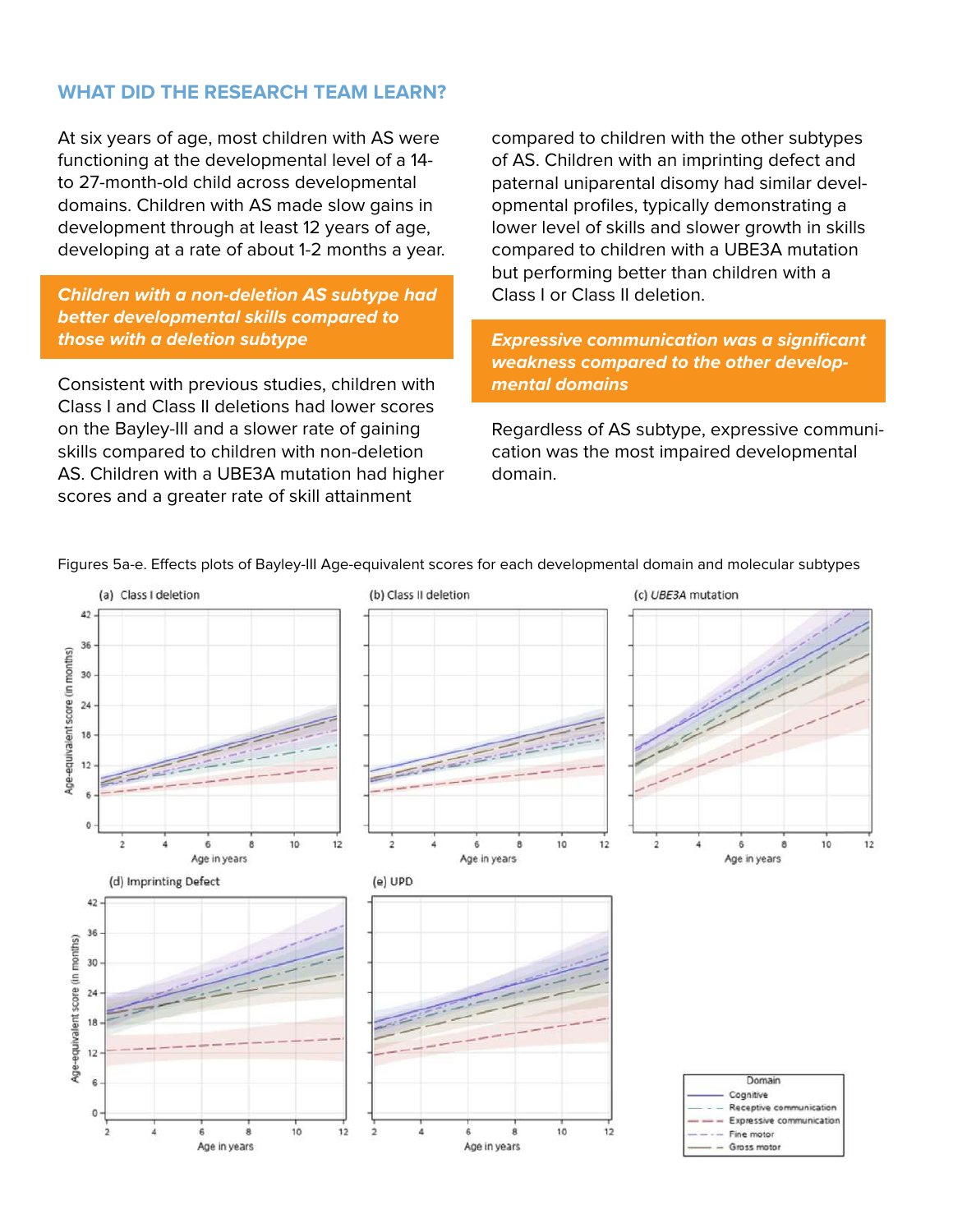## WHAT DID THE RESEARCH TEAM LEARN?

At six years of age, most children with AS were functioning at the developmental level of a 14- to 27-month-old child across developmental domains. Children with AS made slow gains in development through at least 12 years of age, developing at a rate of about 1-2 months a year.

***Children with a non-deletion AS subtype had better developmental skills compared to those with a deletion subtype***

Consistent with previous studies, children with Class I and Class II deletions had lower scores on the Bayley-III and a slower rate of gaining skills compared to children with non-deletion AS. Children with a UBE3A mutation had higher scores and a greater rate of skill attainment compared to children with the other subtypes of AS. Children with an imprinting defect and paternal uniparental disomy had similar developmental profiles, typically demonstrating a lower level of skills and slower growth in skills compared to children with a UBE3A mutation but performing better than children with a Class I or Class II deletion.

***Expressive communication was a significant weakness compared to the other developmental domains***

Regardless of AS subtype, expressive communication was the most impaired developmental domain.

Figures 5a-e. Effects plots of Bayley-III Age-equivalent scores for each developmental domain and molecular subtypes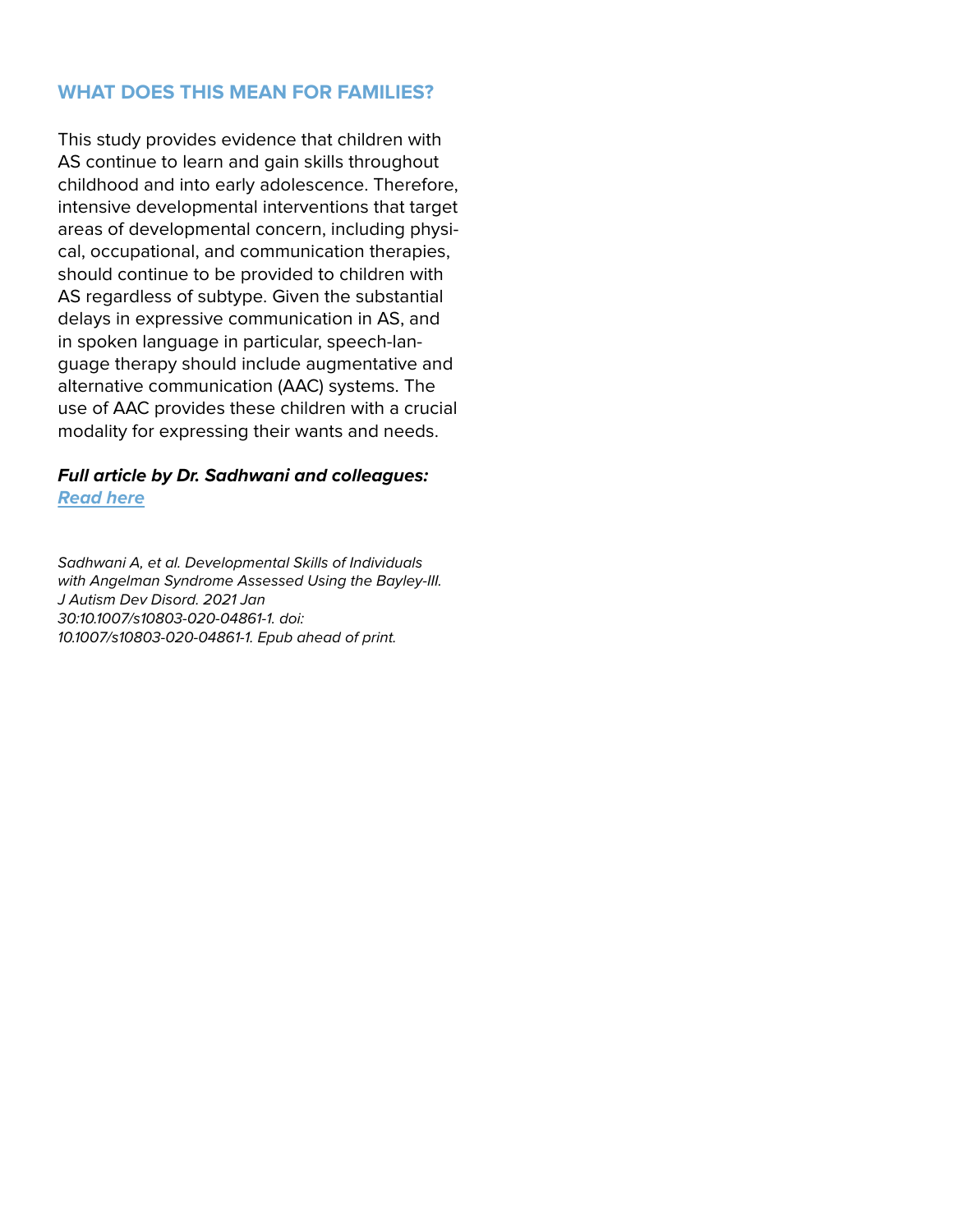## WHAT DOES THIS MEAN FOR FAMILIES?

This study provides evidence that children with AS continue to learn and gain skills throughout childhood and into early adolescence. Therefore, intensive developmental interventions that target areas of developmental concern, including physical, occupational, and communication therapies, should continue to be provided to children with AS regardless of subtype. Given the substantial delays in expressive communication in AS, and in spoken language in particular, speech-language therapy should include augmentative and alternative communication (AAC) systems. The use of AAC provides these children with a crucial modality for expressing their wants and needs.

***Full article by Dr. Sadhwani and colleagues:***
***Read here***

*Sadhwani A, et al. Developmental Skills of Individuals with Angelman Syndrome Assessed Using the Bayley-III. J Autism Dev Disord. 2021 Jan 30:10.1007/s10803-020-04861-1. doi: 10.1007/s10803-020-04861-1. Epub ahead of print.*